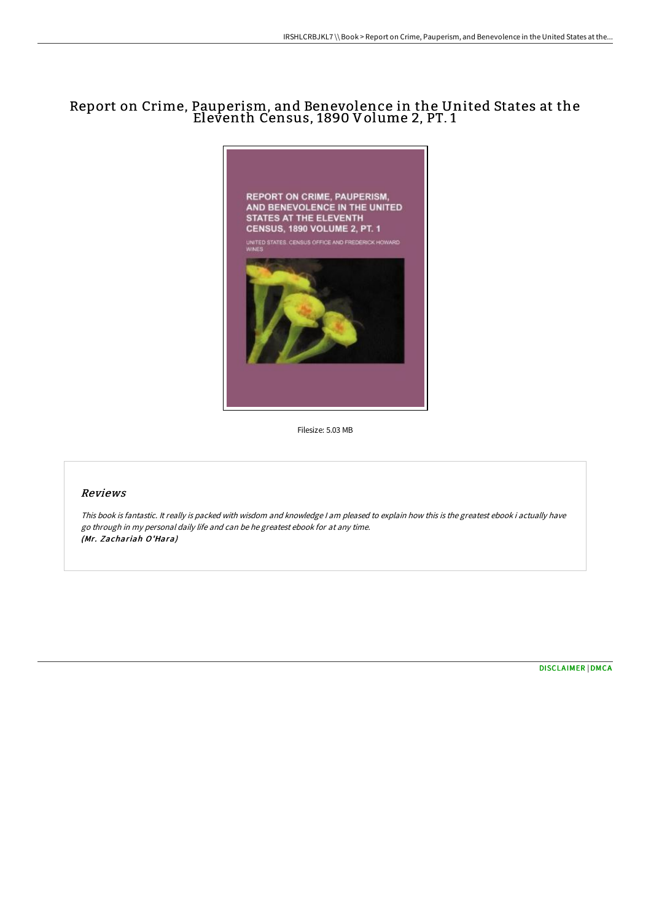# Report on Crime, Pauperism, and Benevolence in the United States at the Eleventh Census, 1890 Volume 2, PT. 1

Filesize: 5.03 MB

## Reviews

*This book is fantastic. It really is packed with wisdom and knowledge I am pleased to explain how this is the greatest ebook i actually have go through in my personal daily life and can be he greatest ebook for at any time.*
***(Mr. Zachariah O'Hara)***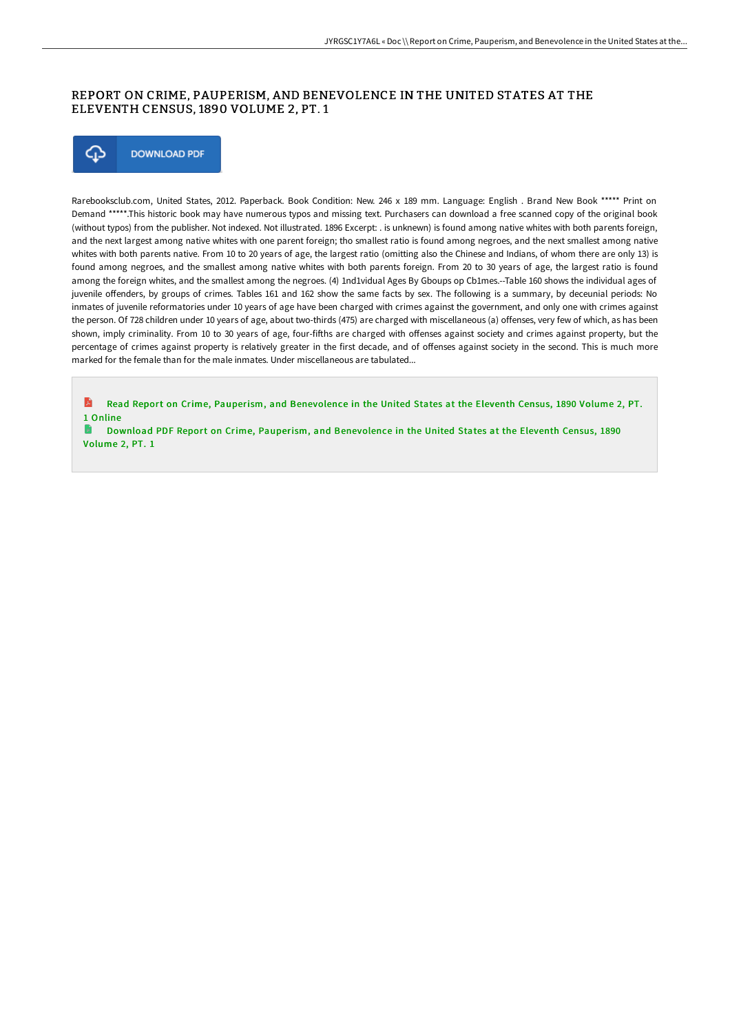# REPORT ON CRIME, PAUPERISM, AND BENEVOLENCE IN THE UNITED STATES AT THE ELEVENTH CENSUS, 1890 VOLUME 2, PT. 1

DOWNLOAD PDF

Rarebooksclub.com, United States, 2012. Paperback. Book Condition: New. 246 x 189 mm. Language: English . Brand New Book ***** Print on Demand *****.This historic book may have numerous typos and missing text. Purchasers can download a free scanned copy of the original book (without typos) from the publisher. Not indexed. Not illustrated. 1896 Excerpt: . is unknewn) is found among native whites with both parents foreign, and the next largest among native whites with one parent foreign; tho smallest ratio is found among negroes, and the next smallest among native whites with both parents native. From 10 to 20 years of age, the largest ratio (omitting also the Chinese and Indians, of whom there are only 13) is found among negroes, and the smallest among native whites with both parents foreign. From 20 to 30 years of age, the largest ratio is found among the foreign whites, and the smallest among the negroes. (4) 1nd1vidual Ages By Gboups op Cb1mes.--Table 160 shows the individual ages of juvenile offenders, by groups of crimes. Tables 161 and 162 show the same facts by sex. The following is a summary, by deceunial periods: No inmates of juvenile reformatories under 10 years of age have been charged with crimes against the government, and only one with crimes against the person. Of 728 children under 10 years of age, about two-thirds (475) are charged with miscellaneous (a) offenses, very few of which, as has been shown, imply criminality. From 10 to 30 years of age, four-fifths are charged with offenses against society and crimes against property, but the percentage of crimes against property is relatively greater in the first decade, and of offenses against society in the second. This is much more marked for the female than for the male inmates. Under miscellaneous are tabulated...

Read Report on Crime, Pauperism, and Benevolence in the United States at the Eleventh Census, 1890 Volume 2, PT. 1 Online

Download PDF Report on Crime, Pauperism, and Benevolence in the United States at the Eleventh Census, 1890 Volume 2, PT. 1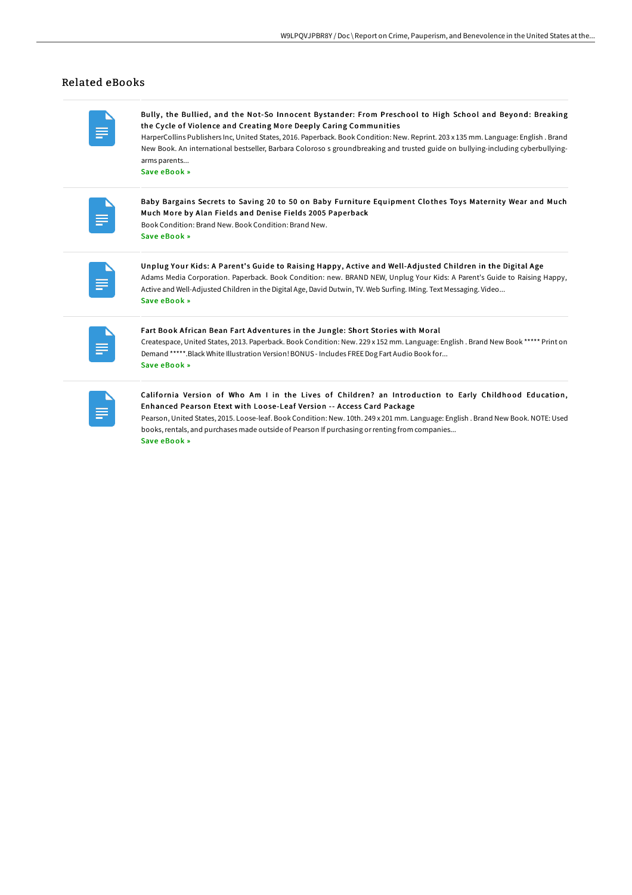## Related eBooks

**Bully, the Bullied, and the Not-So Innocent Bystander: From Preschool to High School and Beyond: Breaking the Cycle of Violence and Creating More Deeply Caring Communities**

HarperCollins Publishers Inc, United States, 2016. Paperback. Book Condition: New. Reprint. 203 x 135 mm. Language: English . Brand New Book. An international bestseller, Barbara Coloroso s groundbreaking and trusted guide on bullying-including cyberbullying-arms parents...

Save eBook »

**Baby Bargains Secrets to Saving 20 to 50 on Baby Furniture Equipment Clothes Toys Maternity Wear and Much Much More by Alan Fields and Denise Fields 2005 Paperback**

Book Condition: Brand New. Book Condition: Brand New.

Save eBook »

**Unplug Your Kids: A Parent's Guide to Raising Happy, Active and Well-Adjusted Children in the Digital Age**

Adams Media Corporation. Paperback. Book Condition: new. BRAND NEW, Unplug Your Kids: A Parent's Guide to Raising Happy, Active and Well-Adjusted Children in the Digital Age, David Dutwin, TV. Web Surfing. IMing. Text Messaging. Video...

Save eBook »

**Fart Book African Bean Fart Adventures in the Jungle: Short Stories with Moral**

Createspace, United States, 2013. Paperback. Book Condition: New. 229 x 152 mm. Language: English . Brand New Book ***** Print on Demand *****.Black White Illustration Version! BONUS - Includes FREE Dog Fart Audio Book for...

Save eBook »

**California Version of Who Am I in the Lives of Children? an Introduction to Early Childhood Education, Enhanced Pearson Etext with Loose-Leaf Version -- Access Card Package**

Pearson, United States, 2015. Loose-leaf. Book Condition: New. 10th. 249 x 201 mm. Language: English . Brand New Book. NOTE: Used books, rentals, and purchases made outside of Pearson If purchasing or renting from companies...

Save eBook »